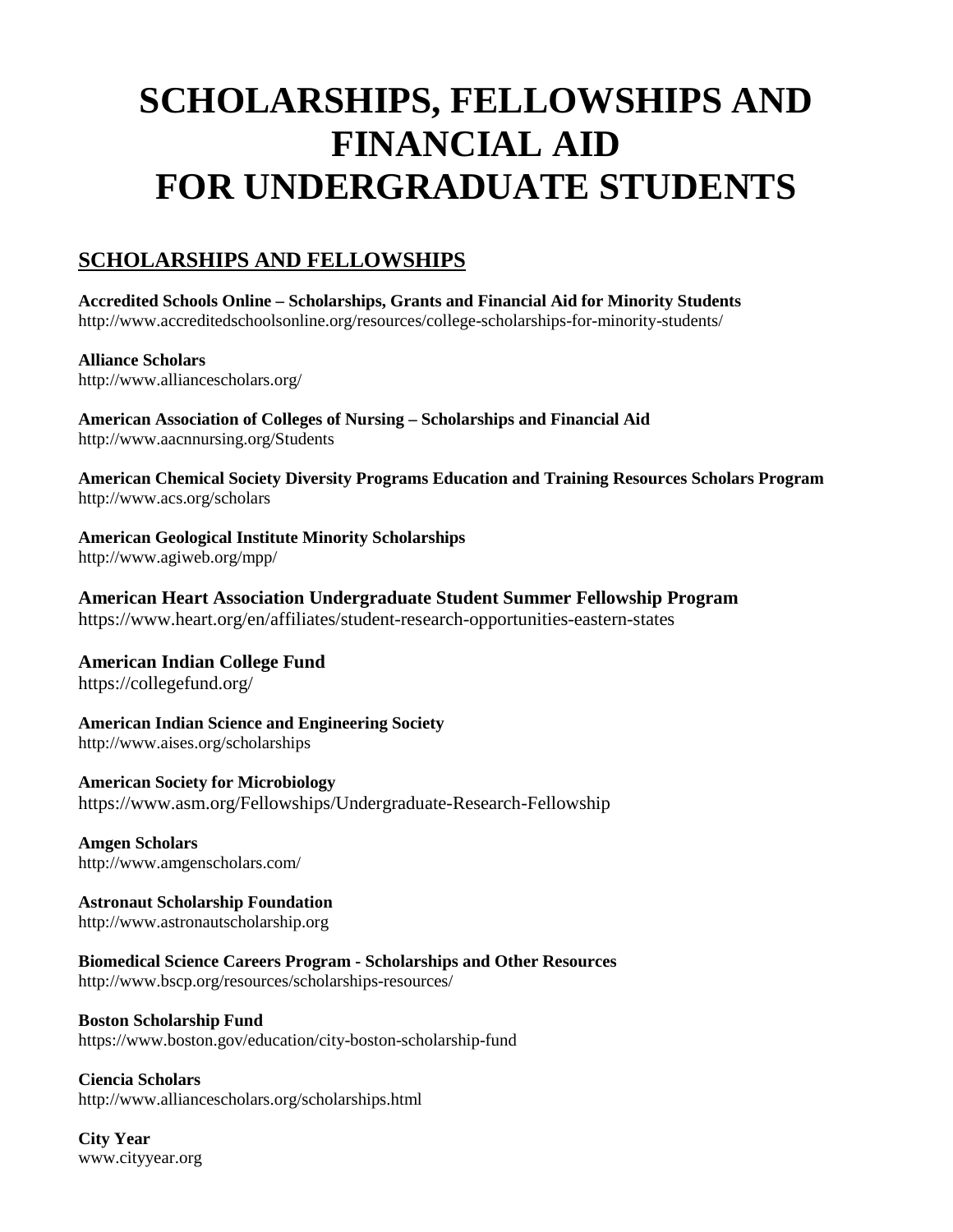# SCHOLARSHIPS, FELLOWSHIPS AND FINANCIAL AID FOR UNDERGRADUATE STUDENTS

## SCHOLARSHIPS AND FELLOWSHIPS

**Accredited Schools Online – Scholarships, Grants and Financial Aid for Minority Students**
http://www.accreditedschoolsonline.org/resources/college-scholarships-for-minority-students/

**Alliance Scholars**
http://www.alliancescholars.org/

**American Association of Colleges of Nursing – Scholarships and Financial Aid**
http://www.aacnnursing.org/Students

**American Chemical Society Diversity Programs Education and Training Resources Scholars Program**
http://www.acs.org/scholars

**American Geological Institute Minority Scholarships**
http://www.agiweb.org/mpp/

**American Heart Association Undergraduate Student Summer Fellowship Program**
https://www.heart.org/en/affiliates/student-research-opportunities-eastern-states

**American Indian College Fund**
https://collegefund.org/

**American Indian Science and Engineering Society**
http://www.aises.org/scholarships

**American Society for Microbiology**
https://www.asm.org/Fellowships/Undergraduate-Research-Fellowship

**Amgen Scholars**
http://www.amgenscholars.com/

**Astronaut Scholarship Foundation**
http://www.astronautscholarship.org

**Biomedical Science Careers Program - Scholarships and Other Resources**
http://www.bscp.org/resources/scholarships-resources/

**Boston Scholarship Fund**
https://www.boston.gov/education/city-boston-scholarship-fund

**Ciencia Scholars**
http://www.alliancescholars.org/scholarships.html

**City Year**
www.cityyear.org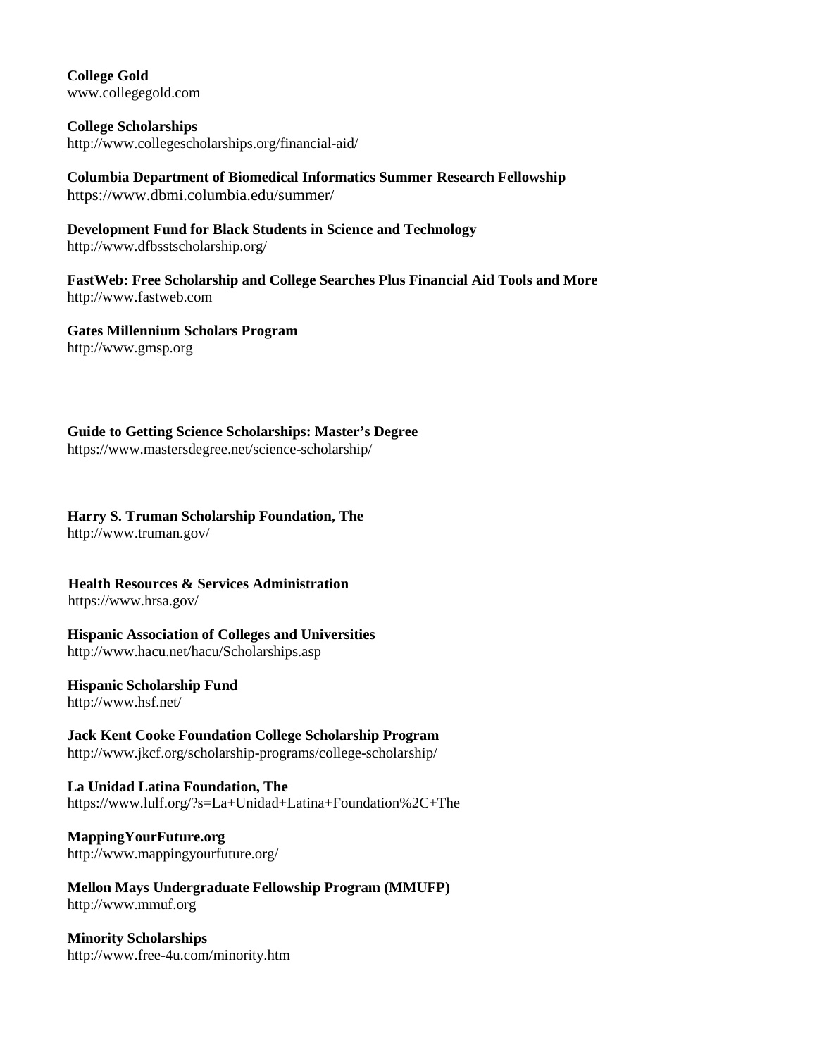**College Gold**
www.collegegold.com

**College Scholarships**
http://www.collegescholarships.org/financial-aid/

**Columbia Department of Biomedical Informatics Summer Research Fellowship**
https://www.dbmi.columbia.edu/summer/

**Development Fund for Black Students in Science and Technology**
http://www.dfbsstscholarship.org/

**FastWeb: Free Scholarship and College Searches Plus Financial Aid Tools and More**
http://www.fastweb.com

**Gates Millennium Scholars Program**
http://www.gmsp.org

**Guide to Getting Science Scholarships: Master's Degree**
https://www.mastersdegree.net/science-scholarship/

**Harry S. Truman Scholarship Foundation, The**
http://www.truman.gov/

**Health Resources & Services Administration**
https://www.hrsa.gov/

**Hispanic Association of Colleges and Universities**
http://www.hacu.net/hacu/Scholarships.asp

**Hispanic Scholarship Fund**
http://www.hsf.net/

**Jack Kent Cooke Foundation College Scholarship Program**
http://www.jkcf.org/scholarship-programs/college-scholarship/

**La Unidad Latina Foundation, The**
https://www.lulf.org/?s=La+Unidad+Latina+Foundation%2C+The

**MappingYourFuture.org**
http://www.mappingyourfuture.org/

**Mellon Mays Undergraduate Fellowship Program (MMUFP)**
http://www.mmuf.org

**Minority Scholarships**
http://www.free-4u.com/minority.htm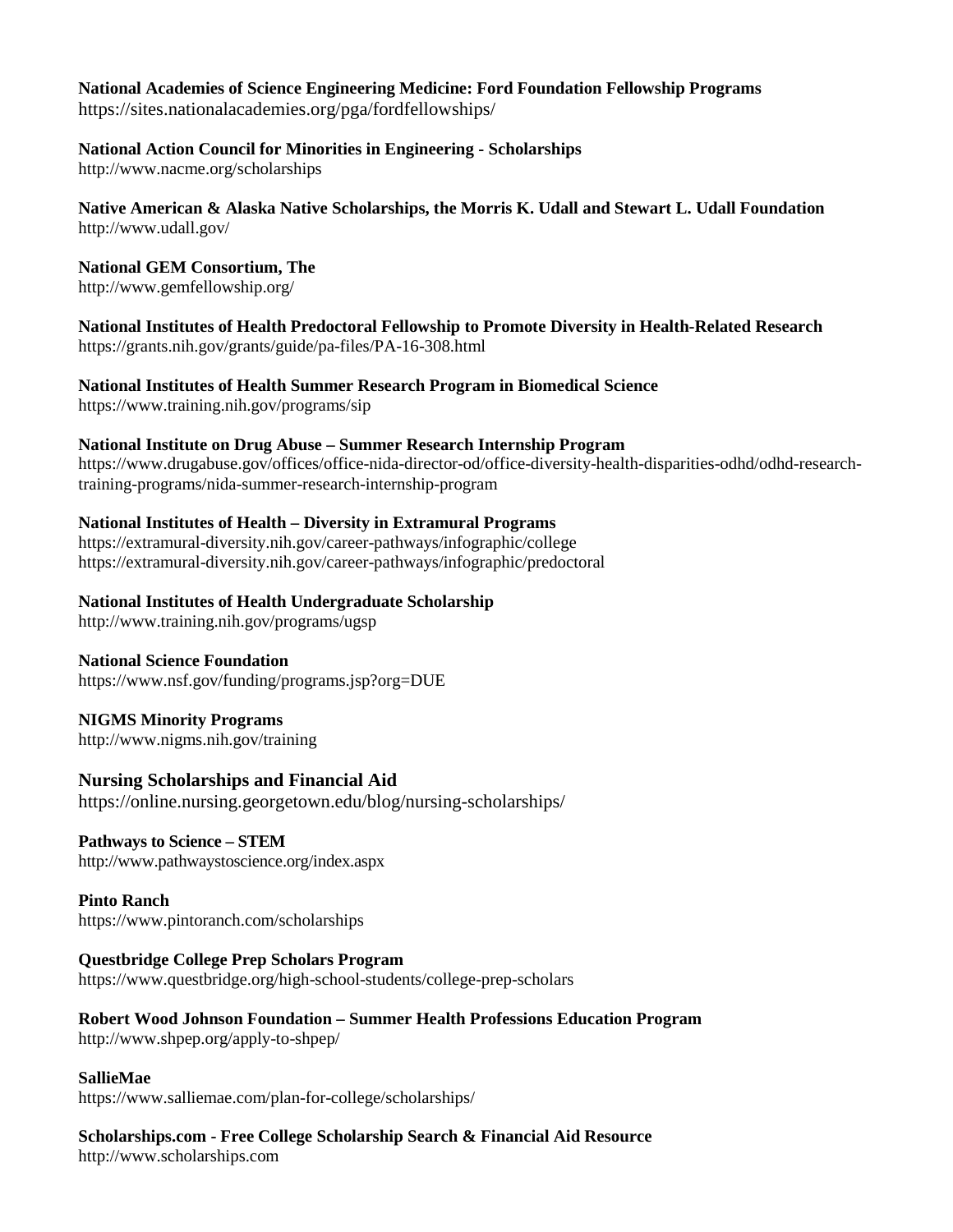**National Academies of Science Engineering Medicine: Ford Foundation Fellowship Programs**
https://sites.nationalacademies.org/pga/fordfellowships/

**National Action Council for Minorities in Engineering - Scholarships**
http://www.nacme.org/scholarships

**Native American & Alaska Native Scholarships, the Morris K. Udall and Stewart L. Udall Foundation**
http://www.udall.gov/

**National GEM Consortium, The**
http://www.gemfellowship.org/

**National Institutes of Health Predoctoral Fellowship to Promote Diversity in Health-Related Research**
https://grants.nih.gov/grants/guide/pa-files/PA-16-308.html

**National Institutes of Health Summer Research Program in Biomedical Science**
https://www.training.nih.gov/programs/sip

**National Institute on Drug Abuse – Summer Research Internship Program**
https://www.drugabuse.gov/offices/office-nida-director-od/office-diversity-health-disparities-odhd/odhd-research-training-programs/nida-summer-research-internship-program

**National Institutes of Health – Diversity in Extramural Programs**
https://extramural-diversity.nih.gov/career-pathways/infographic/college
https://extramural-diversity.nih.gov/career-pathways/infographic/predoctoral

**National Institutes of Health Undergraduate Scholarship**
http://www.training.nih.gov/programs/ugsp

**National Science Foundation**
https://www.nsf.gov/funding/programs.jsp?org=DUE

**NIGMS Minority Programs**
http://www.nigms.nih.gov/training

**Nursing Scholarships and Financial Aid**
https://online.nursing.georgetown.edu/blog/nursing-scholarships/

**Pathways to Science – STEM**
http://www.pathwaystoscience.org/index.aspx

**Pinto Ranch**
https://www.pintoranch.com/scholarships

**Questbridge College Prep Scholars Program**
https://www.questbridge.org/high-school-students/college-prep-scholars

**Robert Wood Johnson Foundation – Summer Health Professions Education Program**
http://www.shpep.org/apply-to-shpep/

**SallieMae**
https://www.salliemae.com/plan-for-college/scholarships/

**Scholarships.com - Free College Scholarship Search & Financial Aid Resource**
http://www.scholarships.com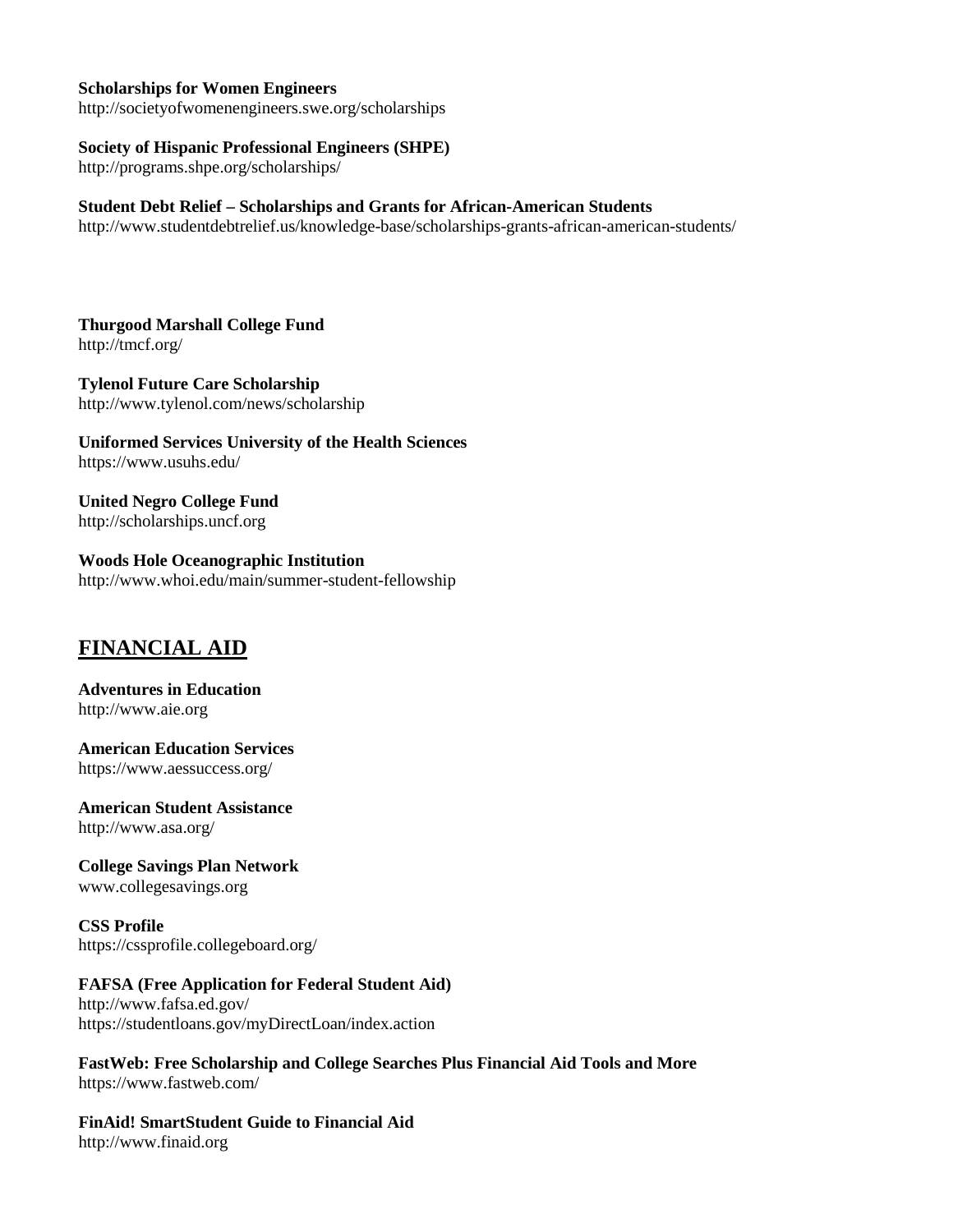**Scholarships for Women Engineers**
http://societyofwomenengineers.swe.org/scholarships

**Society of Hispanic Professional Engineers (SHPE)**
http://programs.shpe.org/scholarships/

**Student Debt Relief – Scholarships and Grants for African-American Students**
http://www.studentdebtrelief.us/knowledge-base/scholarships-grants-african-american-students/

**Thurgood Marshall College Fund**
http://tmcf.org/

**Tylenol Future Care Scholarship**
http://www.tylenol.com/news/scholarship

**Uniformed Services University of the Health Sciences**
https://www.usuhs.edu/

**United Negro College Fund**
http://scholarships.uncf.org

**Woods Hole Oceanographic Institution**
http://www.whoi.edu/main/summer-student-fellowship

## FINANCIAL AID

**Adventures in Education**
http://www.aie.org

**American Education Services**
https://www.aessuccess.org/

**American Student Assistance**
http://www.asa.org/

**College Savings Plan Network**
www.collegesavings.org

**CSS Profile**
https://cssprofile.collegeboard.org/

**FAFSA (Free Application for Federal Student Aid)**
http://www.fafsa.ed.gov/
https://studentloans.gov/myDirectLoan/index.action

**FastWeb: Free Scholarship and College Searches Plus Financial Aid Tools and More**
https://www.fastweb.com/

**FinAid! SmartStudent Guide to Financial Aid**
http://www.finaid.org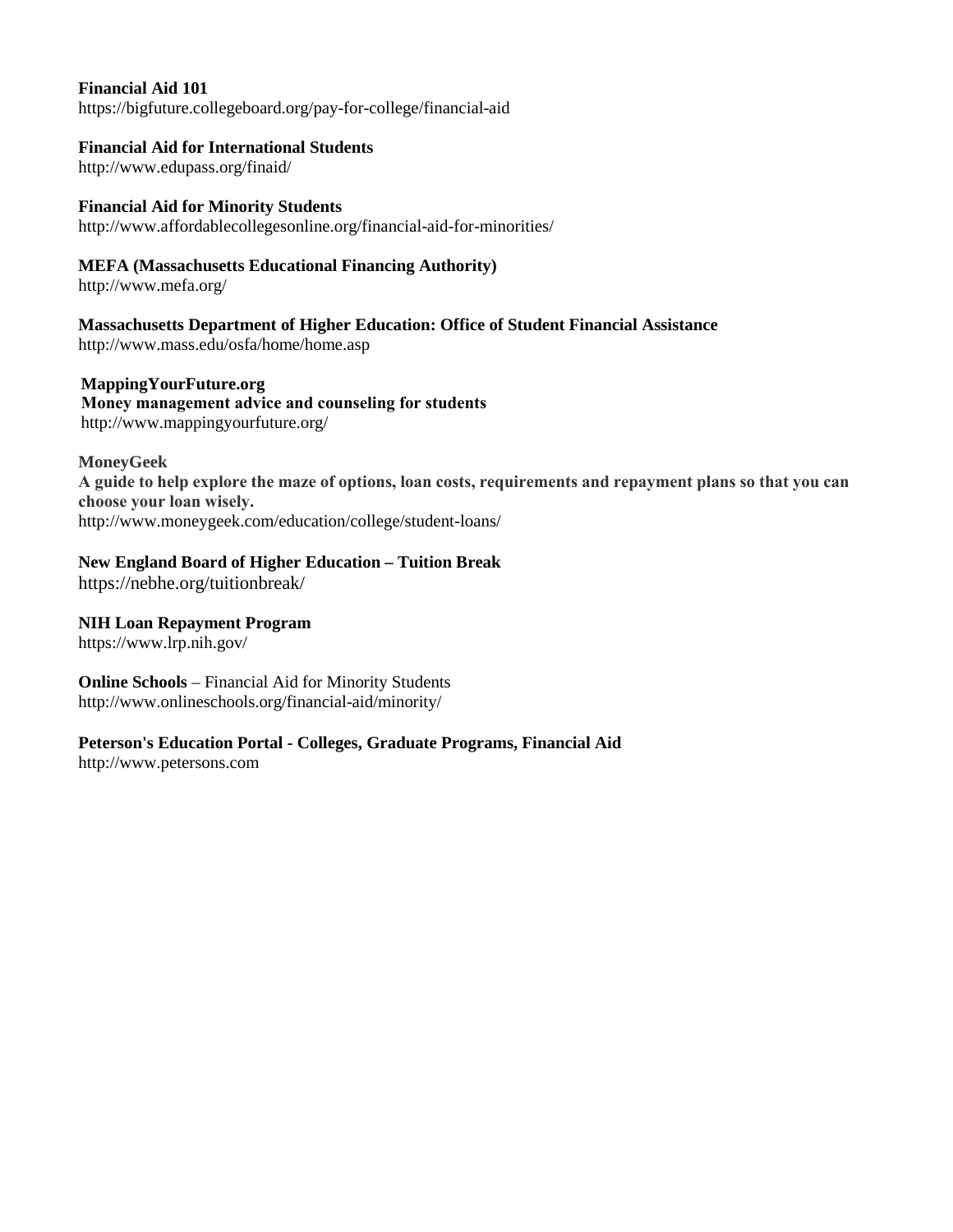**Financial Aid 101**
https://bigfuture.collegeboard.org/pay-for-college/financial-aid

**Financial Aid for International Students**
http://www.edupass.org/finaid/

**Financial Aid for Minority Students**
http://www.affordablecollegesonline.org/financial-aid-for-minorities/

**MEFA (Massachusetts Educational Financing Authority)**
http://www.mefa.org/

**Massachusetts Department of Higher Education: Office of Student Financial Assistance**
http://www.mass.edu/osfa/home/home.asp

**MappingYourFuture.org**
**Money management advice and counseling for students**
http://www.mappingyourfuture.org/

**MoneyGeek**
**A guide to help explore the maze of options, loan costs, requirements and repayment plans so that you can choose your loan wisely.**
http://www.moneygeek.com/education/college/student-loans/

**New England Board of Higher Education – Tuition Break**
https://nebhe.org/tuitionbreak/

**NIH Loan Repayment Program**
https://www.lrp.nih.gov/

**Online Schools** – Financial Aid for Minority Students
http://www.onlineschools.org/financial-aid/minority/

**Peterson's Education Portal - Colleges, Graduate Programs, Financial Aid**
http://www.petersons.com